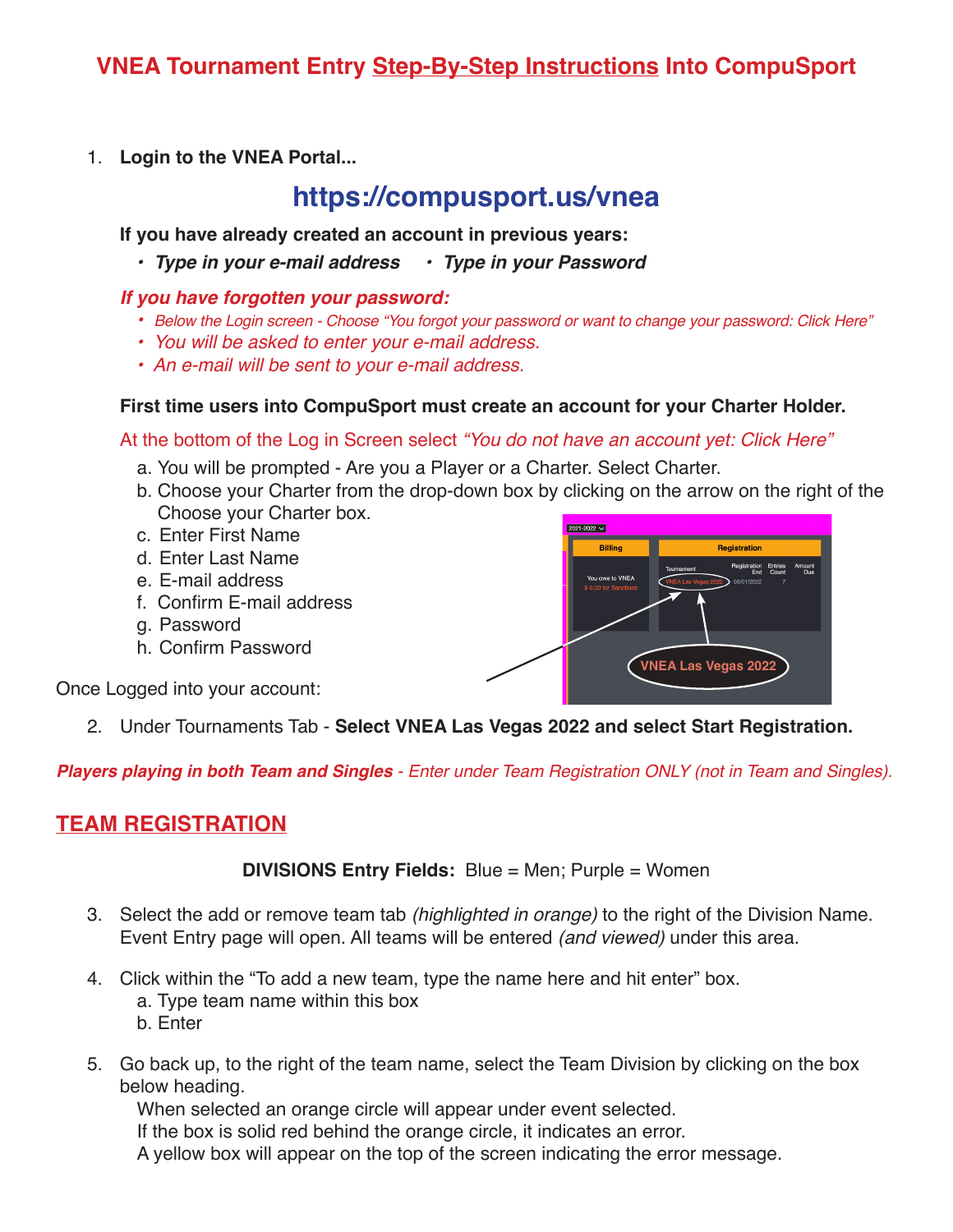# VNEA Tournament Entry Step-By-Step Instructions Into CompuSport

1. **Login to the VNEA Portal...**

## https://compusport.us/vnea

**If you have already created an account in previous years:**

- ***Type in your e-mail address***
- ***Type in your Password***

***If you have forgotten your password:***

- *Below the Login screen - Choose "You forgot your password or want to change your password: Click Here"*
- *You will be asked to enter your e-mail address.*
- *An e-mail will be sent to your e-mail address.*

**First time users into CompuSport must create an account for your Charter Holder.**

At the bottom of the Log in Screen select *"You do not have an account yet: Click Here"*

a. You will be prompted - Are you a Player or a Charter. Select Charter.
b. Choose your Charter from the drop-down box by clicking on the arrow on the right of the Choose your Charter box.
c. Enter First Name
d. Enter Last Name
e. E-mail address
f. Confirm E-mail address
g. Password
h. Confirm Password

Once Logged into your account:

2. Under Tournaments Tab - **Select VNEA Las Vegas 2022 and select Start Registration.**

***Players playing in both Team and Singles*** *- Enter under Team Registration ONLY (not in Team and Singles).*

## TEAM REGISTRATION

**DIVISIONS Entry Fields:** Blue = Men; Purple = Women

3. Select the add or remove team tab *(highlighted in orange)* to the right of the Division Name. Event Entry page will open. All teams will be entered *(and viewed)* under this area.

4. Click within the "To add a new team, type the name here and hit enter" box.
   a. Type team name within this box
   b. Enter

5. Go back up, to the right of the team name, select the Team Division by clicking on the box below heading.
   When selected an orange circle will appear under event selected.
   If the box is solid red behind the orange circle, it indicates an error.
   A yellow box will appear on the top of the screen indicating the error message.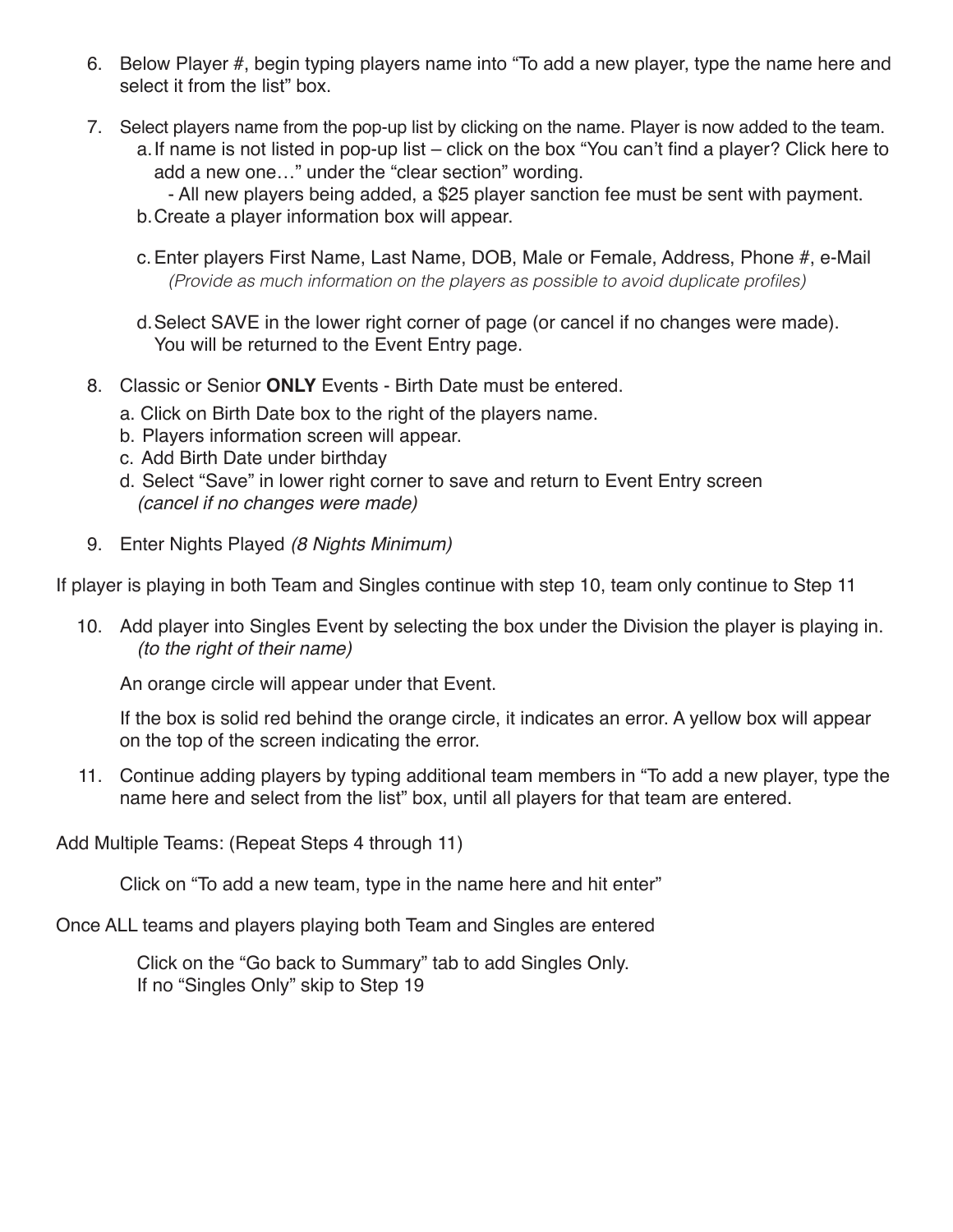6. Below Player #, begin typing players name into "To add a new player, type the name here and select it from the list" box.

7. Select players name from the pop-up list by clicking on the name. Player is now added to the team.
   a. If name is not listed in pop-up list – click on the box "You can't find a player? Click here to add a new one…" under the "clear section" wording.
      - All new players being added, a $25 player sanction fee must be sent with payment.
   b. Create a player information box will appear.
   c. Enter players First Name, Last Name, DOB, Male or Female, Address, Phone #, e-Mail *(Provide as much information on the players as possible to avoid duplicate profiles)*
   d. Select SAVE in the lower right corner of page (or cancel if no changes were made). You will be returned to the Event Entry page.

8. Classic or Senior **ONLY** Events - Birth Date must be entered.
   a. Click on Birth Date box to the right of the players name.
   b. Players information screen will appear.
   c. Add Birth Date under birthday
   d. Select "Save" in lower right corner to save and return to Event Entry screen *(cancel if no changes were made)*

9. Enter Nights Played *(8 Nights Minimum)*

If player is playing in both Team and Singles continue with step 10, team only continue to Step 11

10. Add player into Singles Event by selecting the box under the Division the player is playing in. *(to the right of their name)*

    An orange circle will appear under that Event.

    If the box is solid red behind the orange circle, it indicates an error. A yellow box will appear on the top of the screen indicating the error.

11. Continue adding players by typing additional team members in "To add a new player, type the name here and select from the list" box, until all players for that team are entered.

Add Multiple Teams: (Repeat Steps 4 through 11)

Click on "To add a new team, type in the name here and hit enter"

Once ALL teams and players playing both Team and Singles are entered

Click on the "Go back to Summary" tab to add Singles Only.
If no "Singles Only" skip to Step 19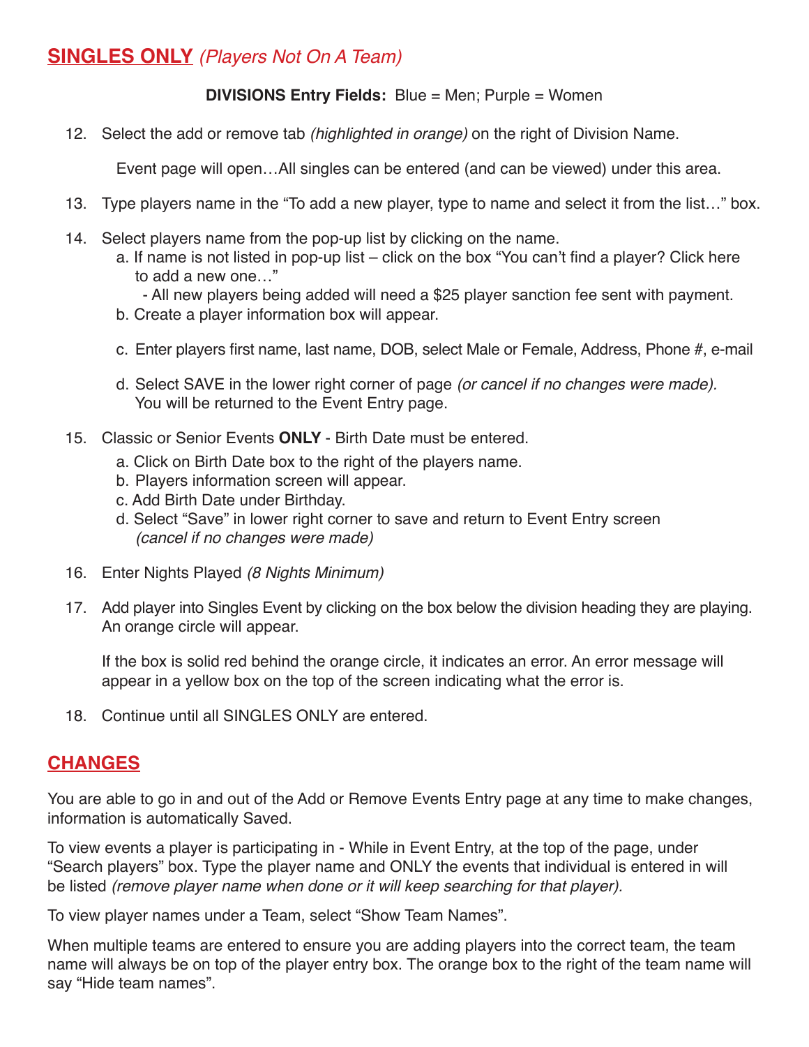## <u>SINGLES ONLY</u> *(Players Not On A Team)*

**DIVISIONS Entry Fields:** Blue = Men; Purple = Women

12. Select the add or remove tab *(highlighted in orange)* on the right of Division Name.

    Event page will open…All singles can be entered (and can be viewed) under this area.

13. Type players name in the "To add a new player, type to name and select it from the list…" box.

14. Select players name from the pop-up list by clicking on the name.
    a. If name is not listed in pop-up list – click on the box "You can't find a player? Click here to add a new one…"
       - All new players being added will need a $25 player sanction fee sent with payment.
    b. Create a player information box will appear.
    c. Enter players first name, last name, DOB, select Male or Female, Address, Phone #, e-mail
    d. Select SAVE in the lower right corner of page *(or cancel if no changes were made).* You will be returned to the Event Entry page.

15. Classic or Senior Events **ONLY** - Birth Date must be entered.
    a. Click on Birth Date box to the right of the players name.
    b. Players information screen will appear.
    c. Add Birth Date under Birthday.
    d. Select "Save" in lower right corner to save and return to Event Entry screen *(cancel if no changes were made)*

16. Enter Nights Played *(8 Nights Minimum)*

17. Add player into Singles Event by clicking on the box below the division heading they are playing. An orange circle will appear.

    If the box is solid red behind the orange circle, it indicates an error. An error message will appear in a yellow box on the top of the screen indicating what the error is.

18. Continue until all SINGLES ONLY are entered.

## <u>CHANGES</u>

You are able to go in and out of the Add or Remove Events Entry page at any time to make changes, information is automatically Saved.

To view events a player is participating in - While in Event Entry, at the top of the page, under "Search players" box. Type the player name and ONLY the events that individual is entered in will be listed *(remove player name when done or it will keep searching for that player).*

To view player names under a Team, select "Show Team Names".

When multiple teams are entered to ensure you are adding players into the correct team, the team name will always be on top of the player entry box. The orange box to the right of the team name will say "Hide team names".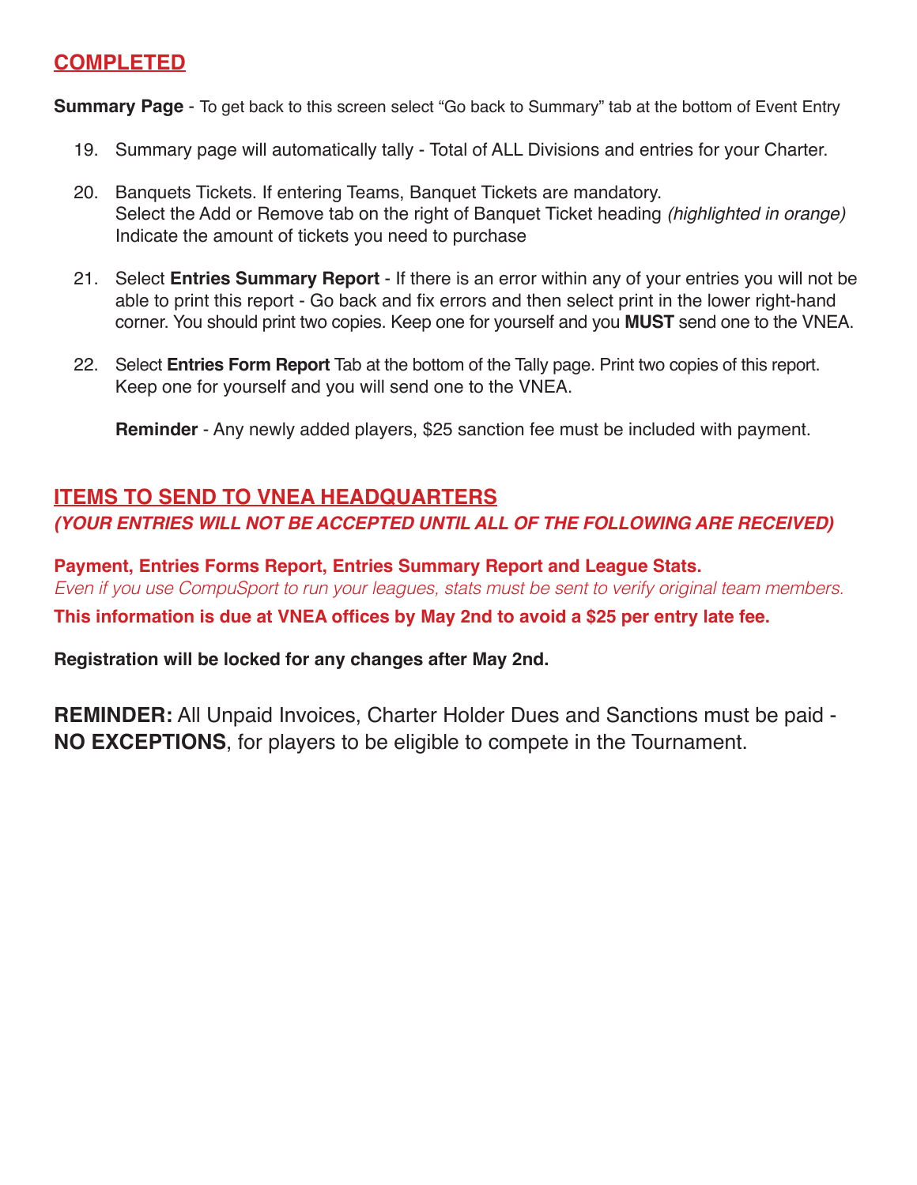## COMPLETED

**Summary Page** - To get back to this screen select "Go back to Summary" tab at the bottom of Event Entry

19. Summary page will automatically tally - Total of ALL Divisions and entries for your Charter.

20. Banquets Tickets. If entering Teams, Banquet Tickets are mandatory.
    Select the Add or Remove tab on the right of Banquet Ticket heading *(highlighted in orange)*
    Indicate the amount of tickets you need to purchase

21. Select **Entries Summary Report** - If there is an error within any of your entries you will not be able to print this report - Go back and fix errors and then select print in the lower right-hand corner. You should print two copies. Keep one for yourself and you **MUST** send one to the VNEA.

22. Select **Entries Form Report** Tab at the bottom of the Tally page. Print two copies of this report. Keep one for yourself and you will send one to the VNEA.

    **Reminder** - Any newly added players, $25 sanction fee must be included with payment.

## ITEMS TO SEND TO VNEA HEADQUARTERS

***(YOUR ENTRIES WILL NOT BE ACCEPTED UNTIL ALL OF THE FOLLOWING ARE RECEIVED)***

**Payment, Entries Forms Report, Entries Summary Report and League Stats.**

*Even if you use CompuSport to run your leagues, stats must be sent to verify original team members.*

**This information is due at VNEA offices by May 2nd to avoid a $25 per entry late fee.**

**Registration will be locked for any changes after May 2nd.**

**REMINDER:** All Unpaid Invoices, Charter Holder Dues and Sanctions must be paid - **NO EXCEPTIONS**, for players to be eligible to compete in the Tournament.